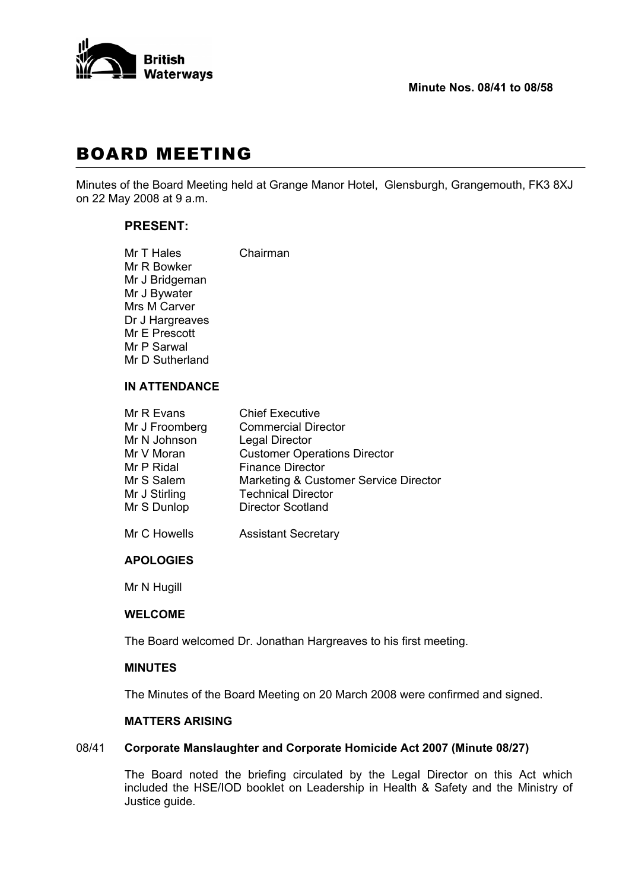British Waterways

**Minute Nos. 08/41 to 08/58**

# BOARD MEETING

Minutes of the Board Meeting held at Grange Manor Hotel, Glensburgh, Grangemouth, FK3 8XJ on 22 May 2008 at 9 a.m.

## PRESENT:

| | |
|---|---|
| Mr T Hales | Chairman |
| Mr R Bowker | |
| Mr J Bridgeman | |
| Mr J Bywater | |
| Mrs M Carver | |
| Dr J Hargreaves | |
| Mr E Prescott | |
| Mr P Sarwal | |
| Mr D Sutherland | |

## IN ATTENDANCE

| | |
|---|---|
| Mr R Evans | Chief Executive |
| Mr J Froomberg | Commercial Director |
| Mr N Johnson | Legal Director |
| Mr V Moran | Customer Operations Director |
| Mr P Ridal | Finance Director |
| Mr S Salem | Marketing & Customer Service Director |
| Mr J Stirling | Technical Director |
| Mr S Dunlop | Director Scotland |
| Mr C Howells | Assistant Secretary |

## APOLOGIES

Mr N Hugill

## WELCOME

The Board welcomed Dr. Jonathan Hargreaves to his first meeting.

## MINUTES

The Minutes of the Board Meeting on 20 March 2008 were confirmed and signed.

## MATTERS ARISING

08/41 **Corporate Manslaughter and Corporate Homicide Act 2007 (Minute 08/27)**

The Board noted the briefing circulated by the Legal Director on this Act which included the HSE/IOD booklet on Leadership in Health & Safety and the Ministry of Justice guide.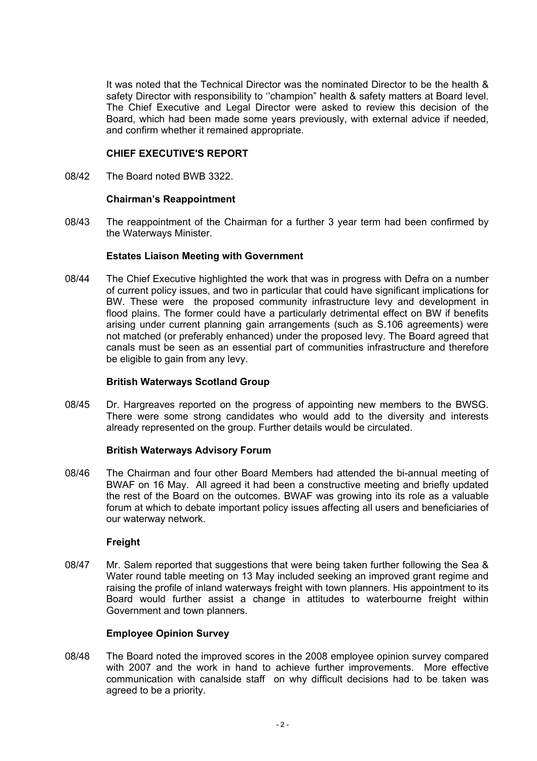It was noted that the Technical Director was the nominated Director to be the health & safety Director with responsibility to ''champion" health & safety matters at Board level. The Chief Executive and Legal Director were asked to review this decision of the Board, which had been made some years previously, with external advice if needed, and confirm whether it remained appropriate.

**CHIEF EXECUTIVE'S REPORT**

08/42 The Board noted BWB 3322.

**Chairman's Reappointment**

08/43 The reappointment of the Chairman for a further 3 year term had been confirmed by the Waterways Minister.

**Estates Liaison Meeting with Government**

08/44 The Chief Executive highlighted the work that was in progress with Defra on a number of current policy issues, and two in particular that could have significant implications for BW. These were the proposed community infrastructure levy and development in flood plains. The former could have a particularly detrimental effect on BW if benefits arising under current planning gain arrangements (such as S.106 agreements) were not matched (or preferably enhanced) under the proposed levy. The Board agreed that canals must be seen as an essential part of communities infrastructure and therefore be eligible to gain from any levy.

**British Waterways Scotland Group**

08/45 Dr. Hargreaves reported on the progress of appointing new members to the BWSG. There were some strong candidates who would add to the diversity and interests already represented on the group. Further details would be circulated.

**British Waterways Advisory Forum**

08/46 The Chairman and four other Board Members had attended the bi-annual meeting of BWAF on 16 May. All agreed it had been a constructive meeting and briefly updated the rest of the Board on the outcomes. BWAF was growing into its role as a valuable forum at which to debate important policy issues affecting all users and beneficiaries of our waterway network.

**Freight**

08/47 Mr. Salem reported that suggestions that were being taken further following the Sea & Water round table meeting on 13 May included seeking an improved grant regime and raising the profile of inland waterways freight with town planners. His appointment to its Board would further assist a change in attitudes to waterbourne freight within Government and town planners.

**Employee Opinion Survey**

08/48 The Board noted the improved scores in the 2008 employee opinion survey compared with 2007 and the work in hand to achieve further improvements. More effective communication with canalside staff on why difficult decisions had to be taken was agreed to be a priority.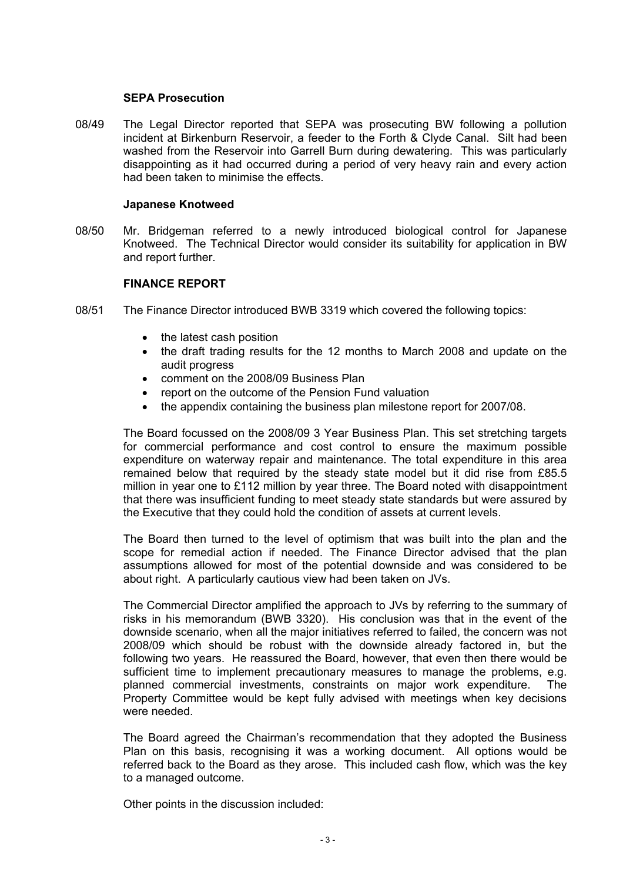### SEPA Prosecution

08/49 The Legal Director reported that SEPA was prosecuting BW following a pollution incident at Birkenburn Reservoir, a feeder to the Forth & Clyde Canal. Silt had been washed from the Reservoir into Garrell Burn during dewatering. This was particularly disappointing as it had occurred during a period of very heavy rain and every action had been taken to minimise the effects.

### Japanese Knotweed

08/50 Mr. Bridgeman referred to a newly introduced biological control for Japanese Knotweed. The Technical Director would consider its suitability for application in BW and report further.

### FINANCE REPORT

08/51 The Finance Director introduced BWB 3319 which covered the following topics:

- the latest cash position
- the draft trading results for the 12 months to March 2008 and update on the audit progress
- comment on the 2008/09 Business Plan
- report on the outcome of the Pension Fund valuation
- the appendix containing the business plan milestone report for 2007/08.

The Board focussed on the 2008/09 3 Year Business Plan. This set stretching targets for commercial performance and cost control to ensure the maximum possible expenditure on waterway repair and maintenance. The total expenditure in this area remained below that required by the steady state model but it did rise from £85.5 million in year one to £112 million by year three. The Board noted with disappointment that there was insufficient funding to meet steady state standards but were assured by the Executive that they could hold the condition of assets at current levels.

The Board then turned to the level of optimism that was built into the plan and the scope for remedial action if needed. The Finance Director advised that the plan assumptions allowed for most of the potential downside and was considered to be about right. A particularly cautious view had been taken on JVs.

The Commercial Director amplified the approach to JVs by referring to the summary of risks in his memorandum (BWB 3320). His conclusion was that in the event of the downside scenario, when all the major initiatives referred to failed, the concern was not 2008/09 which should be robust with the downside already factored in, but the following two years. He reassured the Board, however, that even then there would be sufficient time to implement precautionary measures to manage the problems, e.g. planned commercial investments, constraints on major work expenditure. The Property Committee would be kept fully advised with meetings when key decisions were needed.

The Board agreed the Chairman's recommendation that they adopted the Business Plan on this basis, recognising it was a working document. All options would be referred back to the Board as they arose. This included cash flow, which was the key to a managed outcome.

Other points in the discussion included: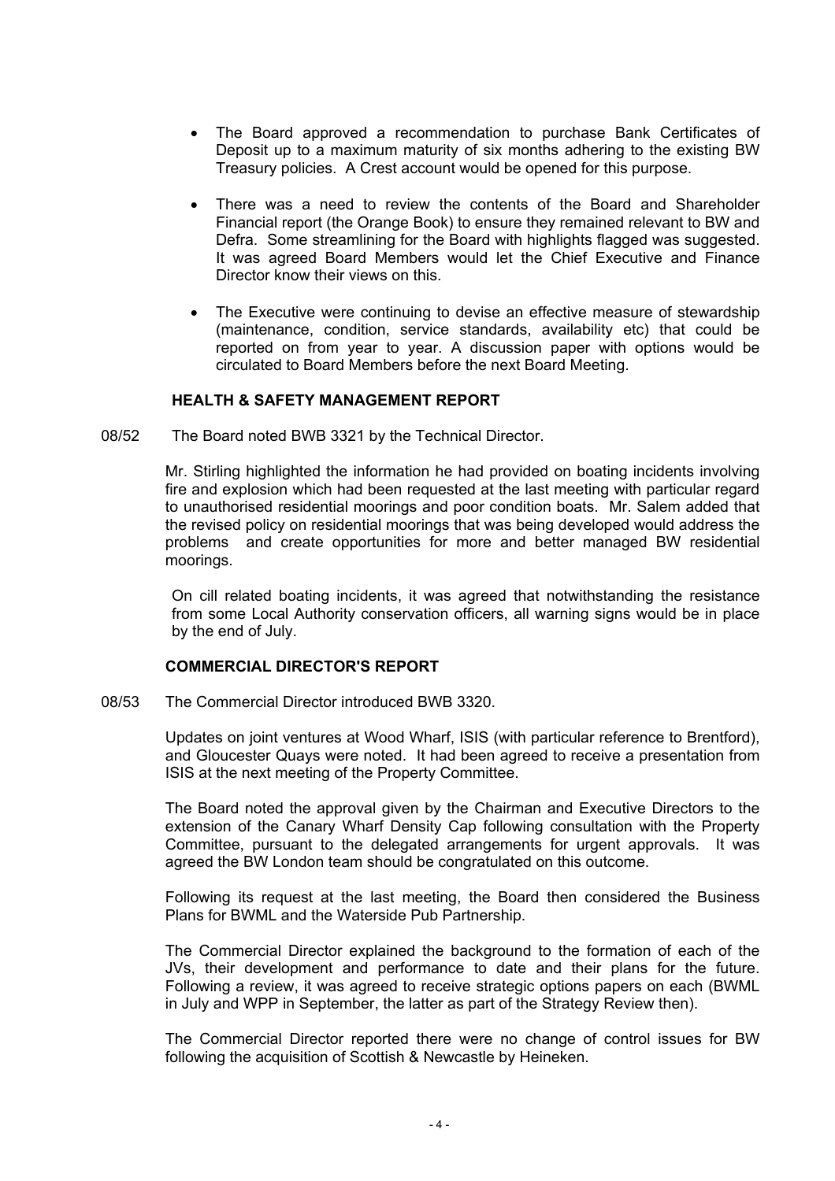- The Board approved a recommendation to purchase Bank Certificates of Deposit up to a maximum maturity of six months adhering to the existing BW Treasury policies. A Crest account would be opened for this purpose.

- There was a need to review the contents of the Board and Shareholder Financial report (the Orange Book) to ensure they remained relevant to BW and Defra. Some streamlining for the Board with highlights flagged was suggested. It was agreed Board Members would let the Chief Executive and Finance Director know their views on this.

- The Executive were continuing to devise an effective measure of stewardship (maintenance, condition, service standards, availability etc) that could be reported on from year to year. A discussion paper with options would be circulated to Board Members before the next Board Meeting.

**HEALTH & SAFETY MANAGEMENT REPORT**

08/52 The Board noted BWB 3321 by the Technical Director.

Mr. Stirling highlighted the information he had provided on boating incidents involving fire and explosion which had been requested at the last meeting with particular regard to unauthorised residential moorings and poor condition boats. Mr. Salem added that the revised policy on residential moorings that was being developed would address the problems and create opportunities for more and better managed BW residential moorings.

On cill related boating incidents, it was agreed that notwithstanding the resistance from some Local Authority conservation officers, all warning signs would be in place by the end of July.

**COMMERCIAL DIRECTOR'S REPORT**

08/53 The Commercial Director introduced BWB 3320.

Updates on joint ventures at Wood Wharf, ISIS (with particular reference to Brentford), and Gloucester Quays were noted. It had been agreed to receive a presentation from ISIS at the next meeting of the Property Committee.

The Board noted the approval given by the Chairman and Executive Directors to the extension of the Canary Wharf Density Cap following consultation with the Property Committee, pursuant to the delegated arrangements for urgent approvals. It was agreed the BW London team should be congratulated on this outcome.

Following its request at the last meeting, the Board then considered the Business Plans for BWML and the Waterside Pub Partnership.

The Commercial Director explained the background to the formation of each of the JVs, their development and performance to date and their plans for the future. Following a review, it was agreed to receive strategic options papers on each (BWML in July and WPP in September, the latter as part of the Strategy Review then).

The Commercial Director reported there were no change of control issues for BW following the acquisition of Scottish & Newcastle by Heineken.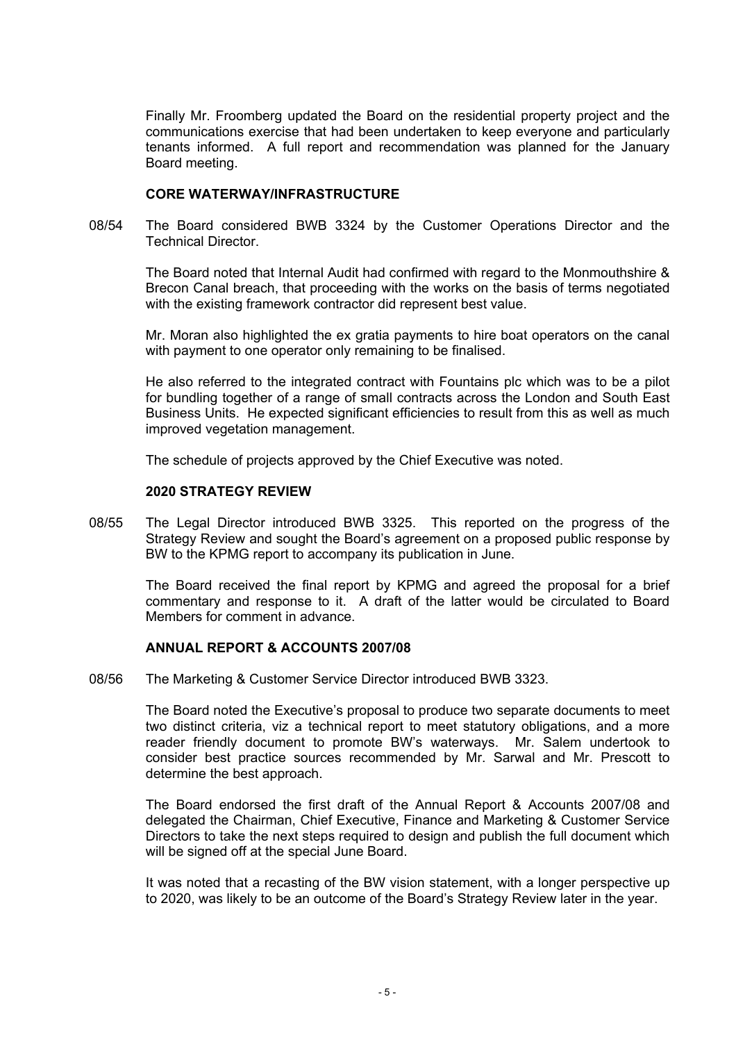Finally Mr. Froomberg updated the Board on the residential property project and the communications exercise that had been undertaken to keep everyone and particularly tenants informed. A full report and recommendation was planned for the January Board meeting.

**CORE WATERWAY/INFRASTRUCTURE**

08/54 The Board considered BWB 3324 by the Customer Operations Director and the Technical Director.

The Board noted that Internal Audit had confirmed with regard to the Monmouthshire & Brecon Canal breach, that proceeding with the works on the basis of terms negotiated with the existing framework contractor did represent best value.

Mr. Moran also highlighted the ex gratia payments to hire boat operators on the canal with payment to one operator only remaining to be finalised.

He also referred to the integrated contract with Fountains plc which was to be a pilot for bundling together of a range of small contracts across the London and South East Business Units. He expected significant efficiencies to result from this as well as much improved vegetation management.

The schedule of projects approved by the Chief Executive was noted.

**2020 STRATEGY REVIEW**

08/55 The Legal Director introduced BWB 3325. This reported on the progress of the Strategy Review and sought the Board's agreement on a proposed public response by BW to the KPMG report to accompany its publication in June.

The Board received the final report by KPMG and agreed the proposal for a brief commentary and response to it. A draft of the latter would be circulated to Board Members for comment in advance.

**ANNUAL REPORT & ACCOUNTS 2007/08**

08/56 The Marketing & Customer Service Director introduced BWB 3323.

The Board noted the Executive's proposal to produce two separate documents to meet two distinct criteria, viz a technical report to meet statutory obligations, and a more reader friendly document to promote BW's waterways. Mr. Salem undertook to consider best practice sources recommended by Mr. Sarwal and Mr. Prescott to determine the best approach.

The Board endorsed the first draft of the Annual Report & Accounts 2007/08 and delegated the Chairman, Chief Executive, Finance and Marketing & Customer Service Directors to take the next steps required to design and publish the full document which will be signed off at the special June Board.

It was noted that a recasting of the BW vision statement, with a longer perspective up to 2020, was likely to be an outcome of the Board's Strategy Review later in the year.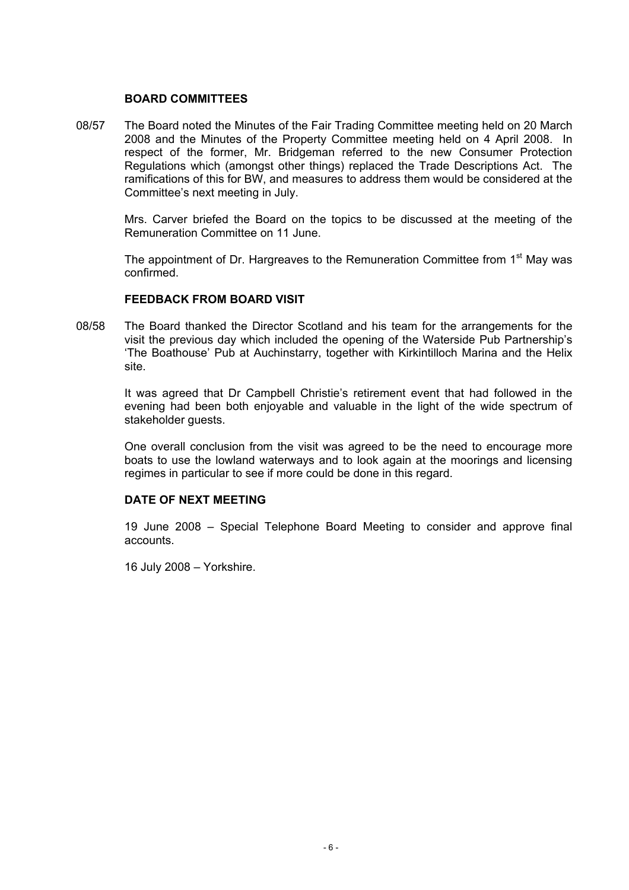## BOARD COMMITTEES

08/57 The Board noted the Minutes of the Fair Trading Committee meeting held on 20 March 2008 and the Minutes of the Property Committee meeting held on 4 April 2008. In respect of the former, Mr. Bridgeman referred to the new Consumer Protection Regulations which (amongst other things) replaced the Trade Descriptions Act. The ramifications of this for BW, and measures to address them would be considered at the Committee's next meeting in July.

Mrs. Carver briefed the Board on the topics to be discussed at the meeting of the Remuneration Committee on 11 June.

The appointment of Dr. Hargreaves to the Remuneration Committee from 1st May was confirmed.

## FEEDBACK FROM BOARD VISIT

08/58 The Board thanked the Director Scotland and his team for the arrangements for the visit the previous day which included the opening of the Waterside Pub Partnership's 'The Boathouse' Pub at Auchinstarry, together with Kirkintilloch Marina and the Helix site.

It was agreed that Dr Campbell Christie's retirement event that had followed in the evening had been both enjoyable and valuable in the light of the wide spectrum of stakeholder guests.

One overall conclusion from the visit was agreed to be the need to encourage more boats to use the lowland waterways and to look again at the moorings and licensing regimes in particular to see if more could be done in this regard.

## DATE OF NEXT MEETING

19 June 2008 – Special Telephone Board Meeting to consider and approve final accounts.

16 July 2008 – Yorkshire.